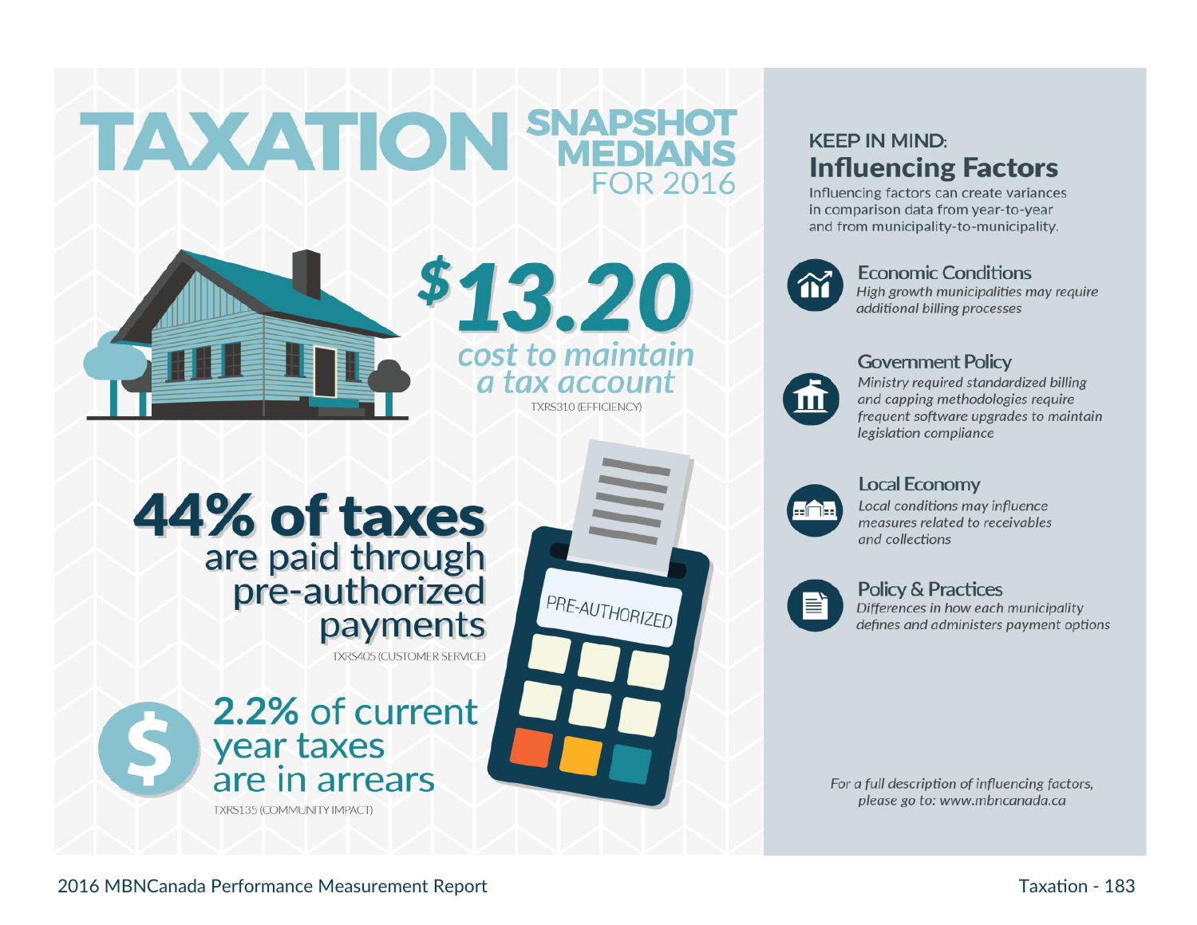# TAXATION SNAPSHOT MEDIANS FOR 2016

## $13.20

*cost to maintain a tax account*

TXRS310 (EFFICIENCY)

## 44% of taxes

are paid through pre-authorized payments

TXRS405 (CUSTOMER SERVICE)

PRE-AUTHORIZED

## 2.2% of current year taxes are in arrears

TXRS135 (COMMUNITY IMPACT)

KEEP IN MIND:

## Influencing Factors

Influencing factors can create variances in comparison data from year-to-year and from municipality-to-municipality.

### Economic Conditions

*High growth municipalities may require additional billing processes*

### Government Policy

*Ministry required standardized billing and capping methodologies require frequent software upgrades to maintain legislation compliance*

### Local Economy

*Local conditions may influence measures related to receivables and collections*

### Policy & Practices

*Differences in how each municipality defines and administers payment options*

*For a full description of influencing factors, please go to: www.mbncanada.ca*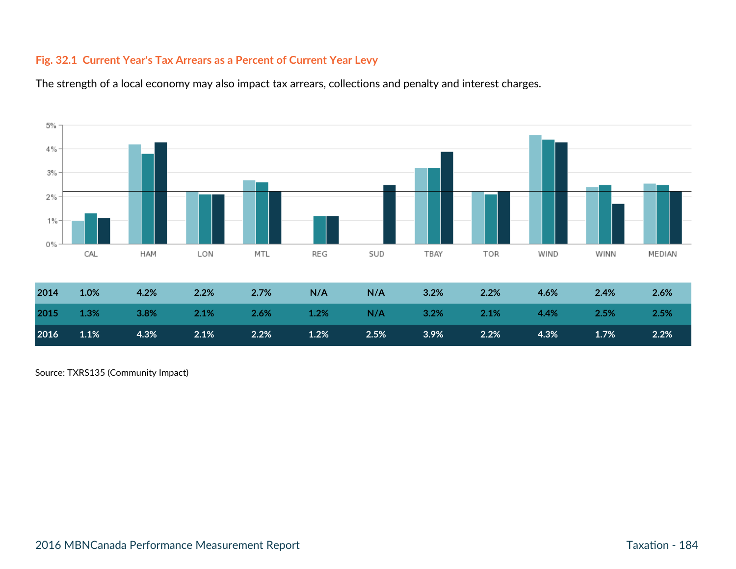**Fig. 32.1 Current Year's Tax Arrears as a Percent of Current Year Levy**

The strength of a local economy may also impact tax arrears, collections and penalty and interest charges.

| | CAL | HAM | LON | MTL | REG | SUD | TBAY | TOR | WIND | WINN | MEDIAN |
|---|---|---|---|---|---|---|---|---|---|---|---|
| 2014 | 1.0% | 4.2% | 2.2% | 2.7% | N/A | N/A | 3.2% | 2.2% | 4.6% | 2.4% | 2.6% |
| 2015 | 1.3% | 3.8% | 2.1% | 2.6% | 1.2% | N/A | 3.2% | 2.1% | 4.4% | 2.5% | 2.5% |
| 2016 | 1.1% | 4.3% | 2.1% | 2.2% | 1.2% | 2.5% | 3.9% | 2.2% | 4.3% | 1.7% | 2.2% |

Source: TXRS135 (Community Impact)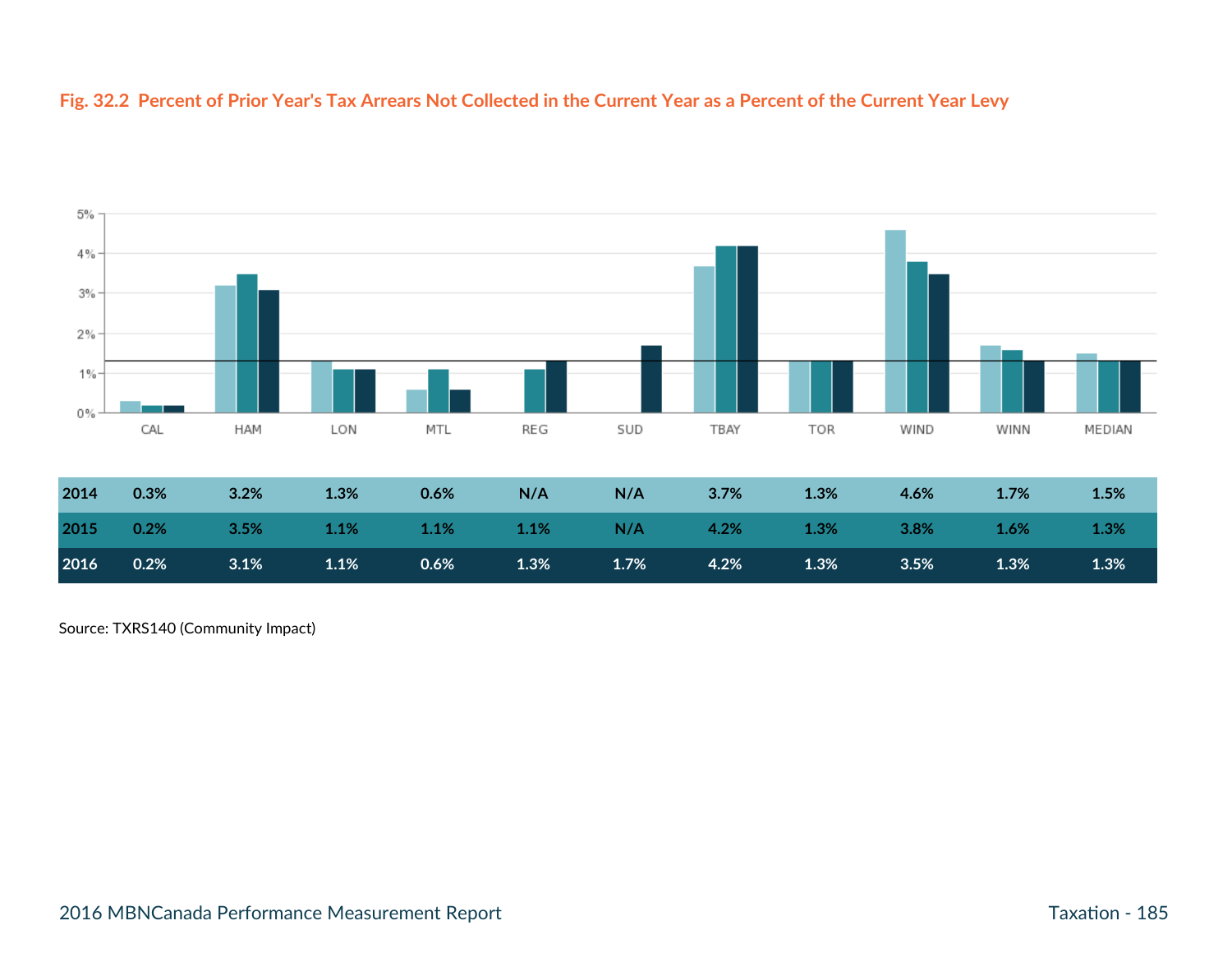**Fig. 32.2 Percent of Prior Year's Tax Arrears Not Collected in the Current Year as a Percent of the Current Year Levy**

| | CAL | HAM | LON | MTL | REG | SUD | TBAY | TOR | WIND | WINN | MEDIAN |
|---|---|---|---|---|---|---|---|---|---|---|---|
| 2014 | 0.3% | 3.2% | 1.3% | 0.6% | N/A | N/A | 3.7% | 1.3% | 4.6% | 1.7% | 1.5% |
| 2015 | 0.2% | 3.5% | 1.1% | 1.1% | 1.1% | N/A | 4.2% | 1.3% | 3.8% | 1.6% | 1.3% |
| 2016 | 0.2% | 3.1% | 1.1% | 0.6% | 1.3% | 1.7% | 4.2% | 1.3% | 3.5% | 1.3% | 1.3% |

Source: TXRS140 (Community Impact)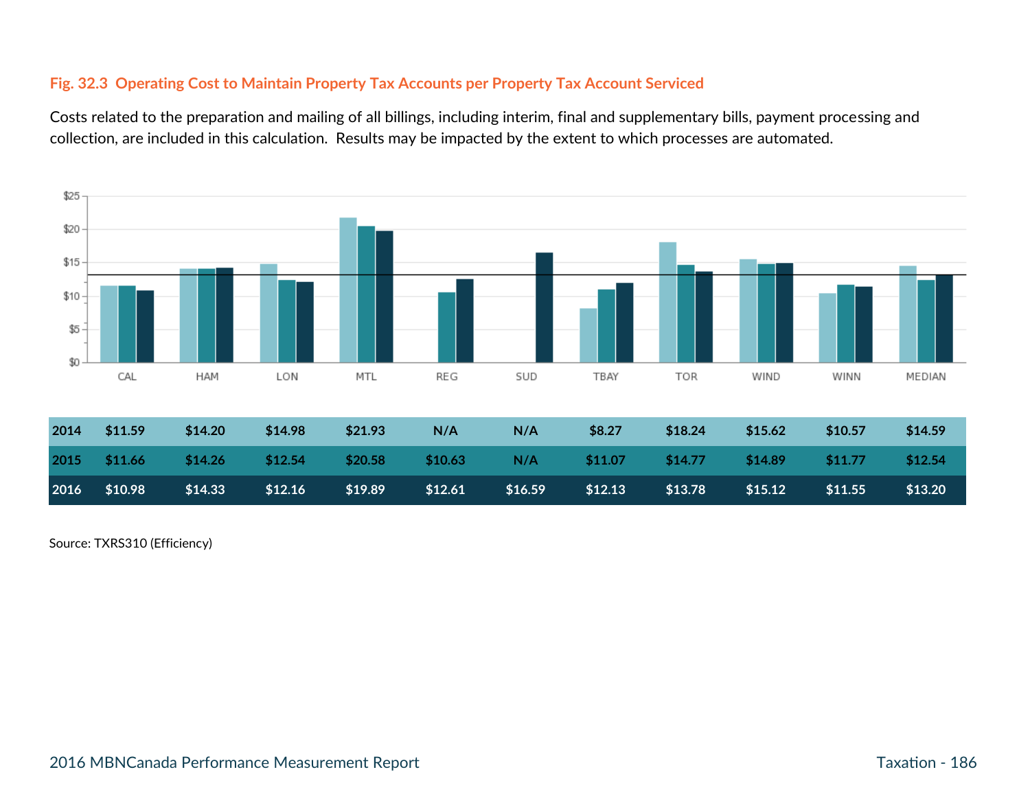### Fig. 32.3 Operating Cost to Maintain Property Tax Accounts per Property Tax Account Serviced

Costs related to the preparation and mailing of all billings, including interim, final and supplementary bills, payment processing and collection, are included in this calculation. Results may be impacted by the extent to which processes are automated.

| | CAL | HAM | LON | MTL | REG | SUD | TBAY | TOR | WIND | WINN | MEDIAN |
|---|---|---|---|---|---|---|---|---|---|---|---|
| 2014 | $11.59 | $14.20 | $14.98 | $21.93 | N/A | N/A | $8.27 | $18.24 | $15.62 | $10.57 | $14.59 |
| 2015 | $11.66 | $14.26 | $12.54 | $20.58 | $10.63 | N/A | $11.07 | $14.77 | $14.89 | $11.77 | $12.54 |
| 2016 | $10.98 | $14.33 | $12.16 | $19.89 | $12.61 | $16.59 | $12.13 | $13.78 | $15.12 | $11.55 | $13.20 |

Source: TXRS310 (Efficiency)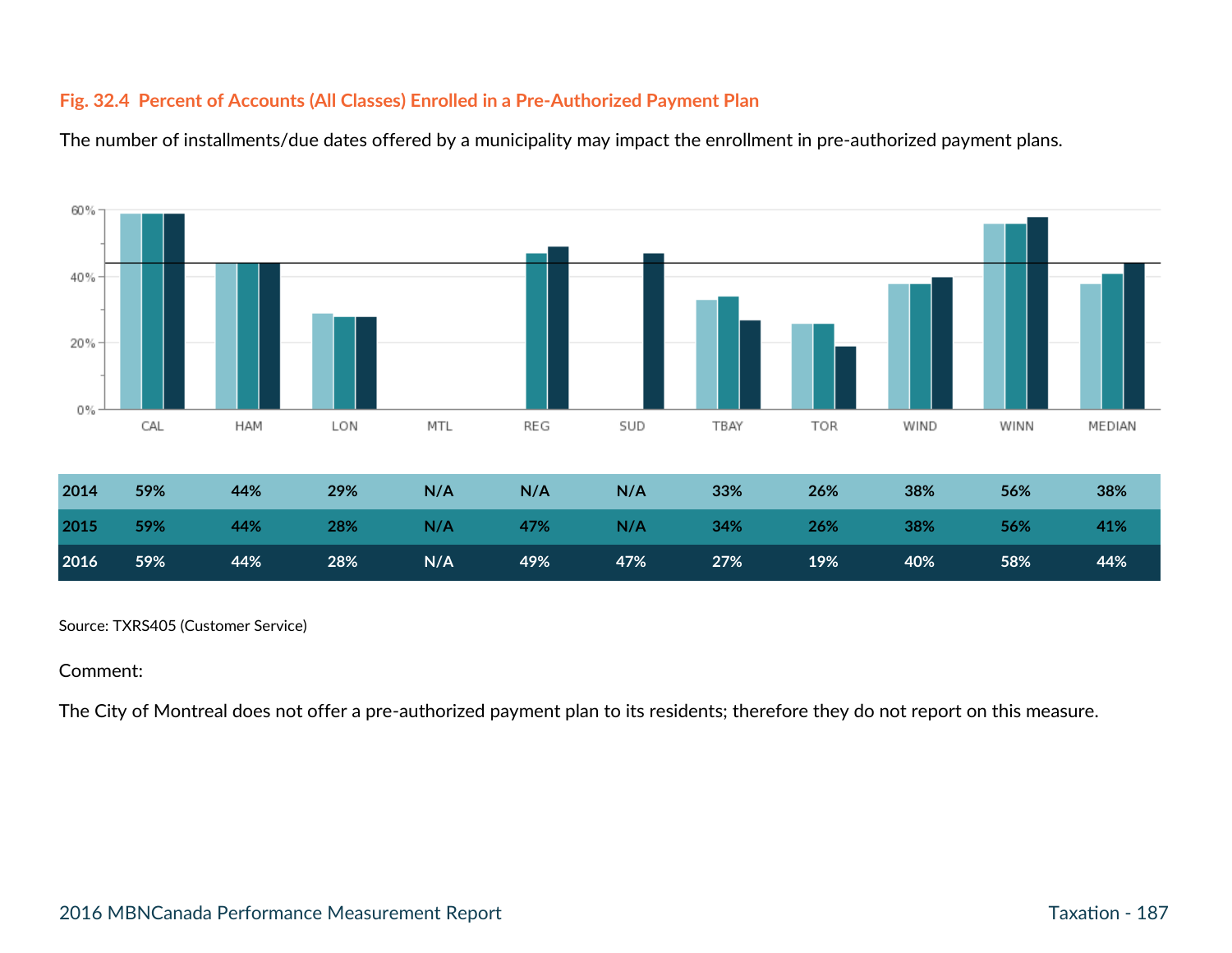**Fig. 32.4 Percent of Accounts (All Classes) Enrolled in a Pre-Authorized Payment Plan**

The number of installments/due dates offered by a municipality may impact the enrollment in pre-authorized payment plans.

| | CAL | HAM | LON | MTL | REG | SUD | TBAY | TOR | WIND | WINN | MEDIAN |
|---|---|---|---|---|---|---|---|---|---|---|---|
| 2014 | 59% | 44% | 29% | N/A | N/A | N/A | 33% | 26% | 38% | 56% | 38% |
| 2015 | 59% | 44% | 28% | N/A | 47% | N/A | 34% | 26% | 38% | 56% | 41% |
| 2016 | 59% | 44% | 28% | N/A | 49% | 47% | 27% | 19% | 40% | 58% | 44% |

Source: TXRS405 (Customer Service)

Comment:

The City of Montreal does not offer a pre-authorized payment plan to its residents; therefore they do not report on this measure.